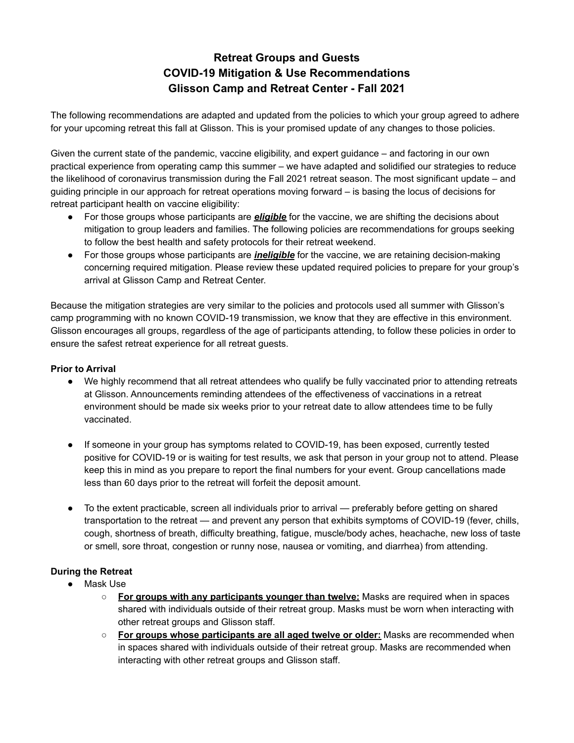# Retreat Groups and Guests
# COVID-19 Mitigation & Use Recommendations
# Glisson Camp and Retreat Center - Fall 2021

The following recommendations are adapted and updated from the policies to which your group agreed to adhere for your upcoming retreat this fall at Glisson. This is your promised update of any changes to those policies.

Given the current state of the pandemic, vaccine eligibility, and expert guidance – and factoring in our own practical experience from operating camp this summer – we have adapted and solidified our strategies to reduce the likelihood of coronavirus transmission during the Fall 2021 retreat season. The most significant update – and guiding principle in our approach for retreat operations moving forward – is basing the locus of decisions for retreat participant health on vaccine eligibility:

- For those groups whose participants are ***eligible*** for the vaccine, we are shifting the decisions about mitigation to group leaders and families. The following policies are recommendations for groups seeking to follow the best health and safety protocols for their retreat weekend.
- For those groups whose participants are ***ineligible*** for the vaccine, we are retaining decision-making concerning required mitigation. Please review these updated required policies to prepare for your group's arrival at Glisson Camp and Retreat Center.

Because the mitigation strategies are very similar to the policies and protocols used all summer with Glisson's camp programming with no known COVID-19 transmission, we know that they are effective in this environment. Glisson encourages all groups, regardless of the age of participants attending, to follow these policies in order to ensure the safest retreat experience for all retreat guests.

**Prior to Arrival**

- We highly recommend that all retreat attendees who qualify be fully vaccinated prior to attending retreats at Glisson. Announcements reminding attendees of the effectiveness of vaccinations in a retreat environment should be made six weeks prior to your retreat date to allow attendees time to be fully vaccinated.

- If someone in your group has symptoms related to COVID-19, has been exposed, currently tested positive for COVID-19 or is waiting for test results, we ask that person in your group not to attend. Please keep this in mind as you prepare to report the final numbers for your event. Group cancellations made less than 60 days prior to the retreat will forfeit the deposit amount.

- To the extent practicable, screen all individuals prior to arrival — preferably before getting on shared transportation to the retreat — and prevent any person that exhibits symptoms of COVID-19 (fever, chills, cough, shortness of breath, difficulty breathing, fatigue, muscle/body aches, heachache, new loss of taste or smell, sore throat, congestion or runny nose, nausea or vomiting, and diarrhea) from attending.

**During the Retreat**

- Mask Use
  - **For groups with any participants younger than twelve:** Masks are required when in spaces shared with individuals outside of their retreat group. Masks must be worn when interacting with other retreat groups and Glisson staff.
  - **For groups whose participants are all aged twelve or older:** Masks are recommended when in spaces shared with individuals outside of their retreat group. Masks are recommended when interacting with other retreat groups and Glisson staff.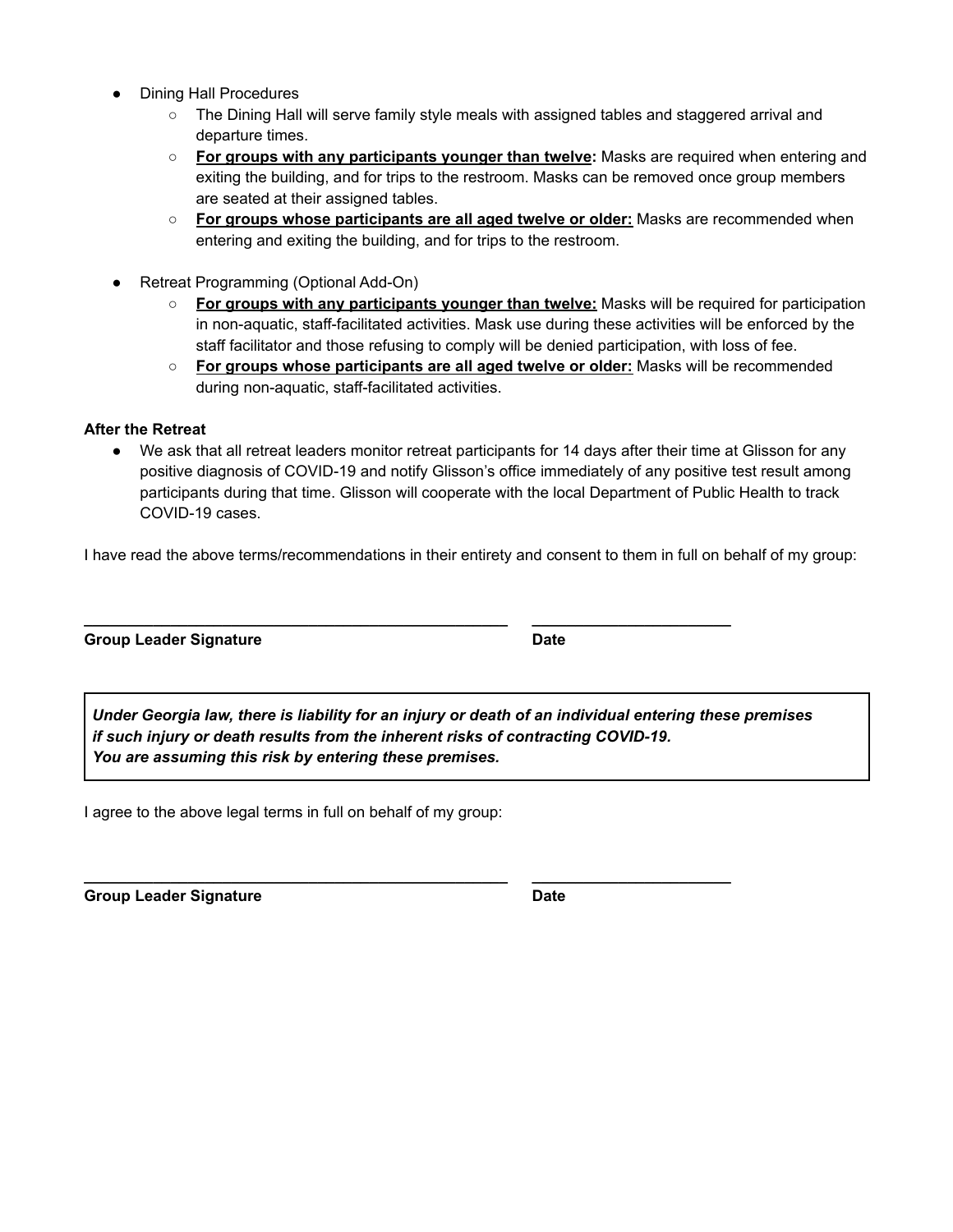- Dining Hall Procedures
  - The Dining Hall will serve family style meals with assigned tables and staggered arrival and departure times.
  - **For groups with any participants younger than twelve:** Masks are required when entering and exiting the building, and for trips to the restroom. Masks can be removed once group members are seated at their assigned tables.
  - **For groups whose participants are all aged twelve or older:** Masks are recommended when entering and exiting the building, and for trips to the restroom.

- Retreat Programming (Optional Add-On)
  - **For groups with any participants younger than twelve:** Masks will be required for participation in non-aquatic, staff-facilitated activities. Mask use during these activities will be enforced by the staff facilitator and those refusing to comply will be denied participation, with loss of fee.
  - **For groups whose participants are all aged twelve or older:** Masks will be recommended during non-aquatic, staff-facilitated activities.

**After the Retreat**

- We ask that all retreat leaders monitor retreat participants for 14 days after their time at Glisson for any positive diagnosis of COVID-19 and notify Glisson's office immediately of any positive test result among participants during that time. Glisson will cooperate with the local Department of Public Health to track COVID-19 cases.

I have read the above terms/recommendations in their entirety and consent to them in full on behalf of my group:

**Group Leader Signature** ______________________ **Date** ______________

***Under Georgia law, there is liability for an injury or death of an individual entering these premises if such injury or death results from the inherent risks of contracting COVID-19.***
***You are assuming this risk by entering these premises.***

I agree to the above legal terms in full on behalf of my group:

**Group Leader Signature** ______________________ **Date** ______________